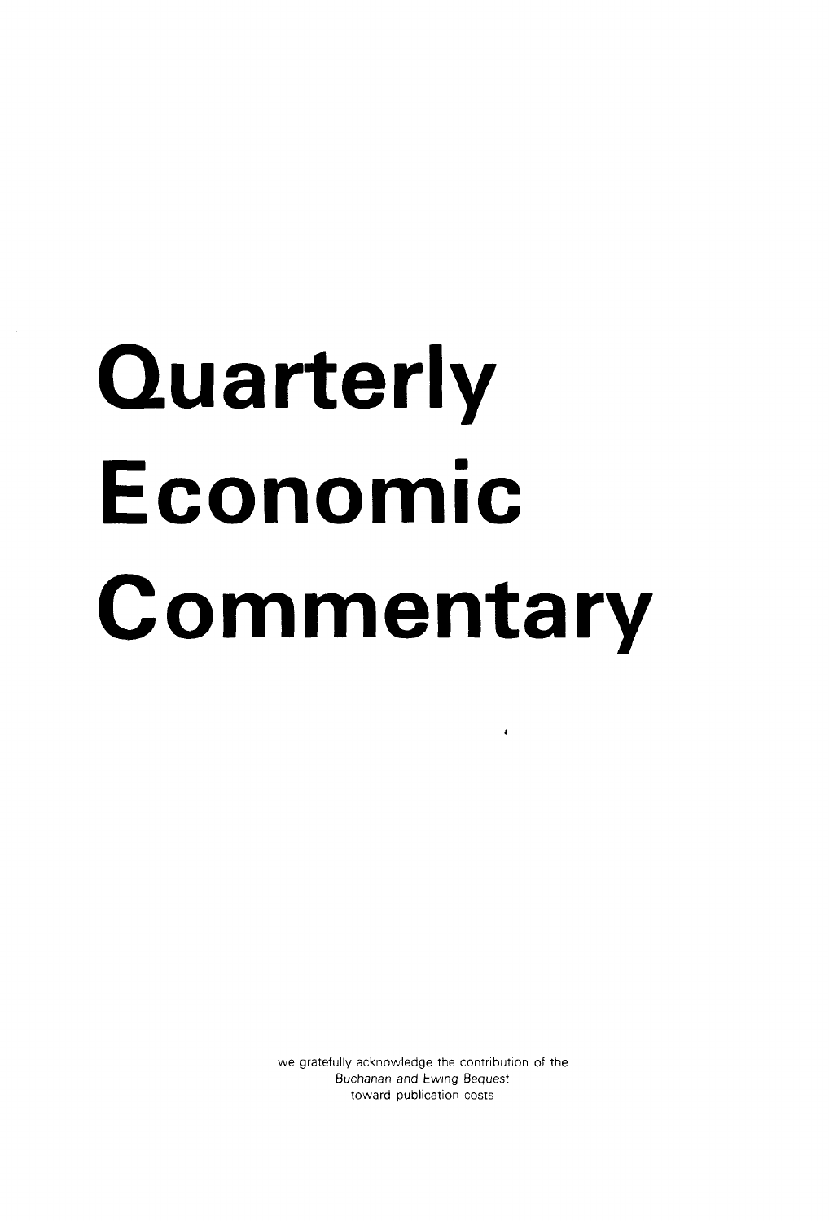# Quarterly Economic Commentary

we gratefully acknowledge the contribution of the
*Buchanan and Ewing Bequest*
toward publication costs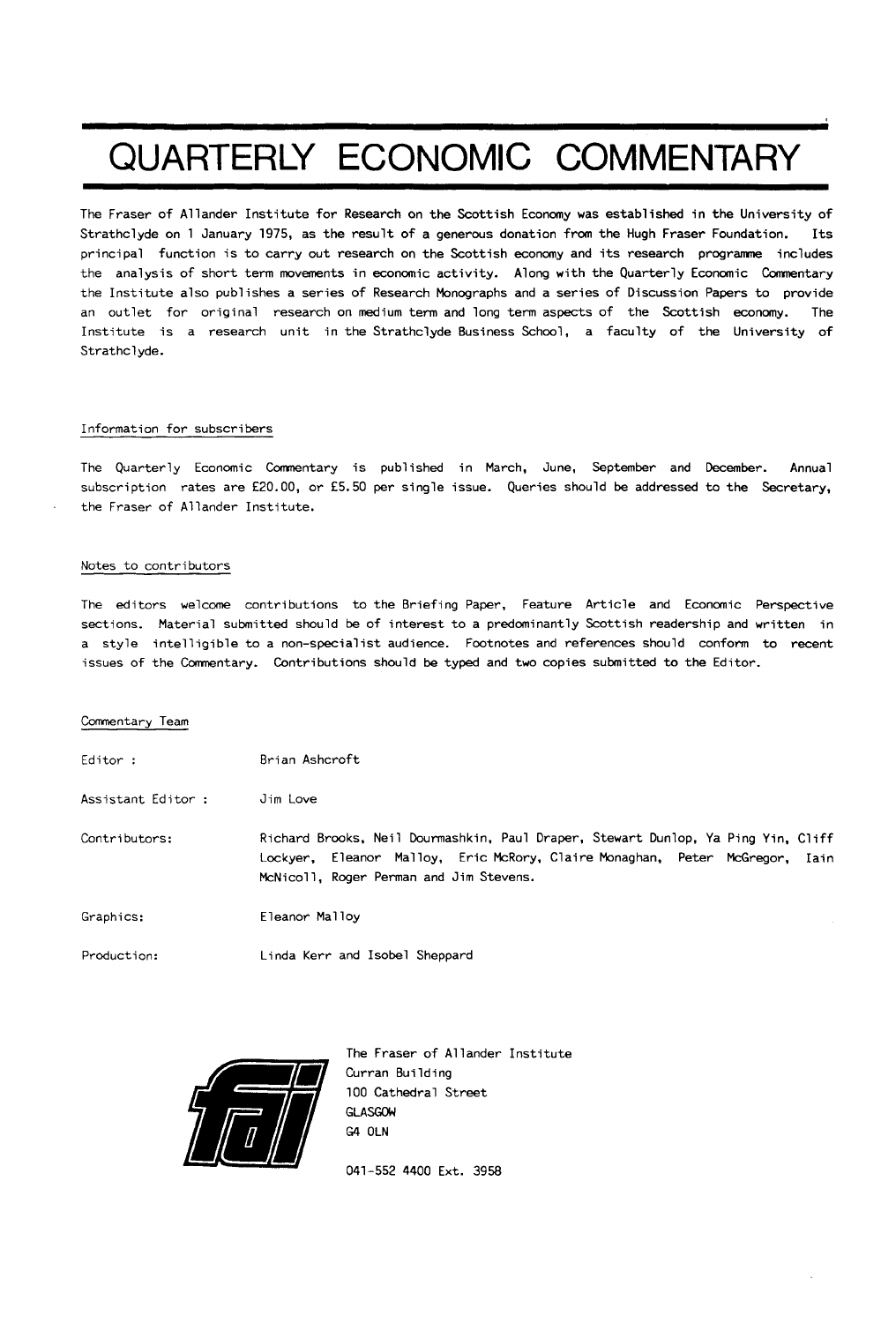# QUARTERLY ECONOMIC COMMENTARY

The Fraser of Allander Institute for Research on the Scottish Economy was established in the University of Strathclyde on 1 January 1975, as the result of a generous donation from the Hugh Fraser Foundation. Its principal function is to carry out research on the Scottish economy and its research programme includes the analysis of short term movements in economic activity. Along with the Quarterly Economic Commentary the Institute also publishes a series of Research Monographs and a series of Discussion Papers to provide an outlet for original research on medium term and long term aspects of the Scottish economy. The Institute is a research unit in the Strathclyde Business School, a faculty of the University of Strathclyde.

## Information for subscribers

The Quarterly Economic Commentary is published in March, June, September and December. Annual subscription rates are £20.00, or £5.50 per single issue. Queries should be addressed to the Secretary, the Fraser of Allander Institute.

## Notes to contributors

The editors welcome contributions to the Briefing Paper, Feature Article and Economic Perspective sections. Material submitted should be of interest to a predominantly Scottish readership and written in a style intelligible to a non-specialist audience. Footnotes and references should conform to recent issues of the Commentary. Contributions should be typed and two copies submitted to the Editor.

## Commentary Team

| | |
|---|---|
| Editor : | Brian Ashcroft |
| Assistant Editor : | Jim Love |
| Contributors: | Richard Brooks, Neil Dourmashkin, Paul Draper, Stewart Dunlop, Ya Ping Yin, Cliff Lockyer, Eleanor Malloy, Eric McRory, Claire Monaghan, Peter McGregor, Iain McNicoll, Roger Perman and Jim Stevens. |
| Graphics: | Eleanor Malloy |
| Production: | Linda Kerr and Isobel Sheppard |

The Fraser of Allander Institute
Curran Building
100 Cathedral Street
GLASGOW
G4 0LN

041-552 4400 Ext. 3958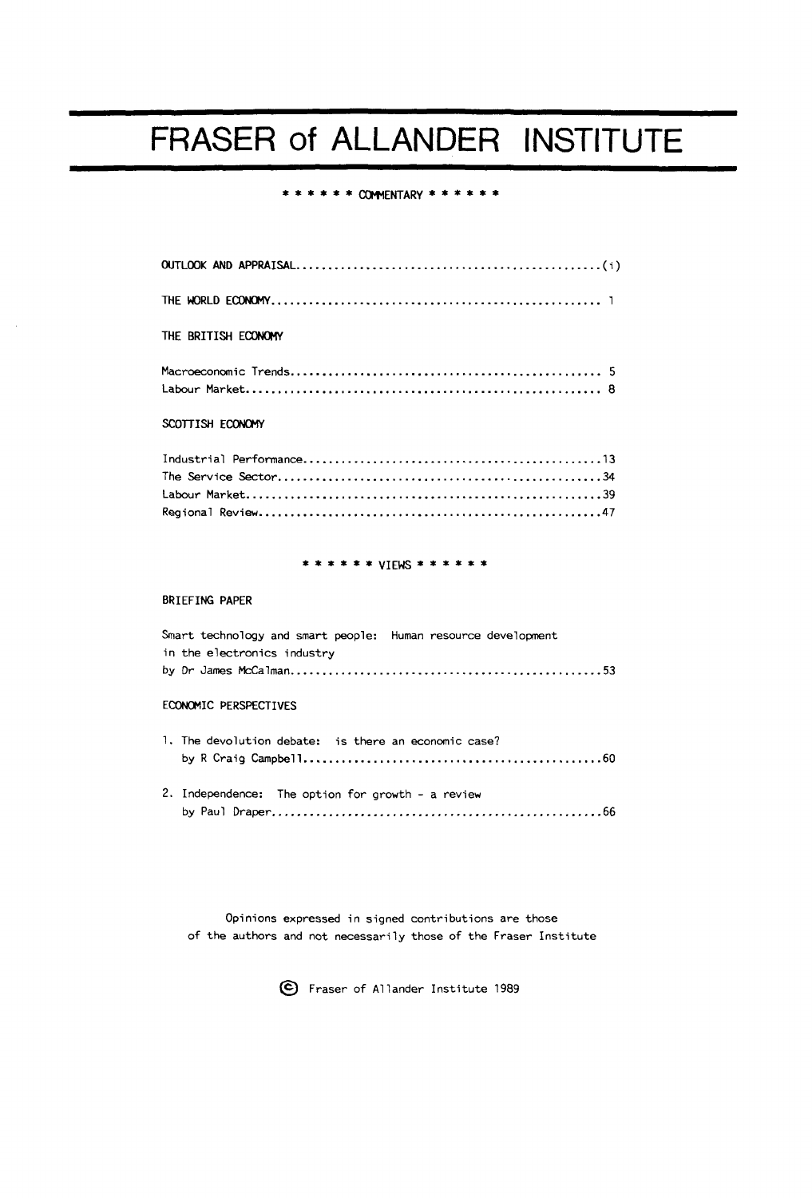# FRASER of ALLANDER INSTITUTE

****** COMMENTARY ******

OUTLOOK AND APPRAISAL ........................................ (i)

THE WORLD ECONOMY ........................................ 1

THE BRITISH ECONOMY

Macroeconomic Trends ........................................ 5
Labour Market ........................................ 8

SCOTTISH ECONOMY

Industrial Performance ........................................ 13
The Service Sector ........................................ 34
Labour Market ........................................ 39
Regional Review ........................................ 47

****** VIEWS ******

BRIEFING PAPER

Smart technology and smart people: Human resource development in the electronics industry
by Dr James McCalman ........................................ 53

ECONOMIC PERSPECTIVES

1. The devolution debate: is there an economic case?
   by R Craig Campbell ........................................ 60

2. Independence: The option for growth - a review
   by Paul Draper ........................................ 66

Opinions expressed in signed contributions are those of the authors and not necessarily those of the Fraser Institute

© Fraser of Allander Institute 1989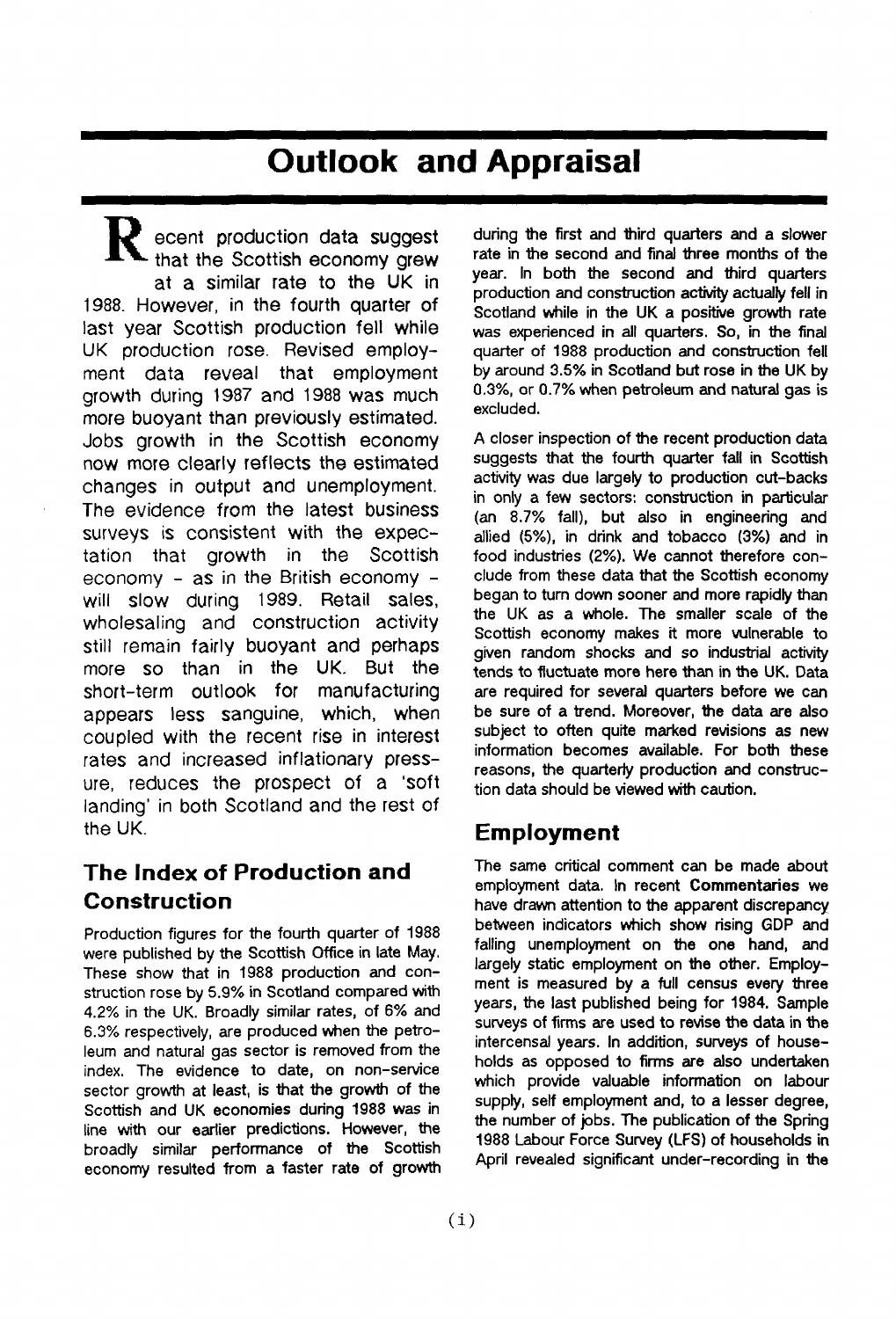# Outlook and Appraisal

Recent production data suggest that the Scottish economy grew at a similar rate to the UK in 1988. However, in the fourth quarter of last year Scottish production fell while UK production rose. Revised employment data reveal that employment growth during 1987 and 1988 was much more buoyant than previously estimated. Jobs growth in the Scottish economy now more clearly reflects the estimated changes in output and unemployment. The evidence from the latest business surveys is consistent with the expectation that growth in the Scottish economy - as in the British economy - will slow during 1989. Retail sales, wholesaling and construction activity still remain fairly buoyant and perhaps more so than in the UK. But the short-term outlook for manufacturing appears less sanguine, which, when coupled with the recent rise in interest rates and increased inflationary pressure, reduces the prospect of a 'soft landing' in both Scotland and the rest of the UK.

## The Index of Production and Construction

Production figures for the fourth quarter of 1988 were published by the Scottish Office in late May. These show that in 1988 production and construction rose by 5.9% in Scotland compared with 4.2% in the UK. Broadly similar rates, of 6% and 6.3% respectively, are produced when the petroleum and natural gas sector is removed from the index. The evidence to date, on non-service sector growth at least, is that the growth of the Scottish and UK economies during 1988 was in line with our earlier predictions. However, the broadly similar performance of the Scottish economy resulted from a faster rate of growth during the first and third quarters and a slower rate in the second and final three months of the year. In both the second and third quarters production and construction activity actually fell in Scotland while in the UK a positive growth rate was experienced in all quarters. So, in the final quarter of 1988 production and construction fell by around 3.5% in Scotland but rose in the UK by 0.3%, or 0.7% when petroleum and natural gas is excluded.

A closer inspection of the recent production data suggests that the fourth quarter fall in Scottish activity was due largely to production cut-backs in only a few sectors: construction in particular (an 8.7% fall), but also in engineering and allied (5%), in drink and tobacco (3%) and in food industries (2%). We cannot therefore conclude from these data that the Scottish economy began to turn down sooner and more rapidly than the UK as a whole. The smaller scale of the Scottish economy makes it more vulnerable to given random shocks and so industrial activity tends to fluctuate more here than in the UK. Data are required for several quarters before we can be sure of a trend. Moreover, the data are also subject to often quite marked revisions as new information becomes available. For both these reasons, the quarterly production and construction data should be viewed with caution.

## Employment

The same critical comment can be made about employment data. In recent **Commentaries** we have drawn attention to the apparent discrepancy between indicators which show rising GDP and falling unemployment on the one hand, and largely static employment on the other. Employment is measured by a full census every three years, the last published being for 1984. Sample surveys of firms are used to revise the data in the intercensal years. In addition, surveys of households as opposed to firms are also undertaken which provide valuable information on labour supply, self employment and, to a lesser degree, the number of jobs. The publication of the Spring 1988 Labour Force Survey (LFS) of households in April revealed significant under-recording in the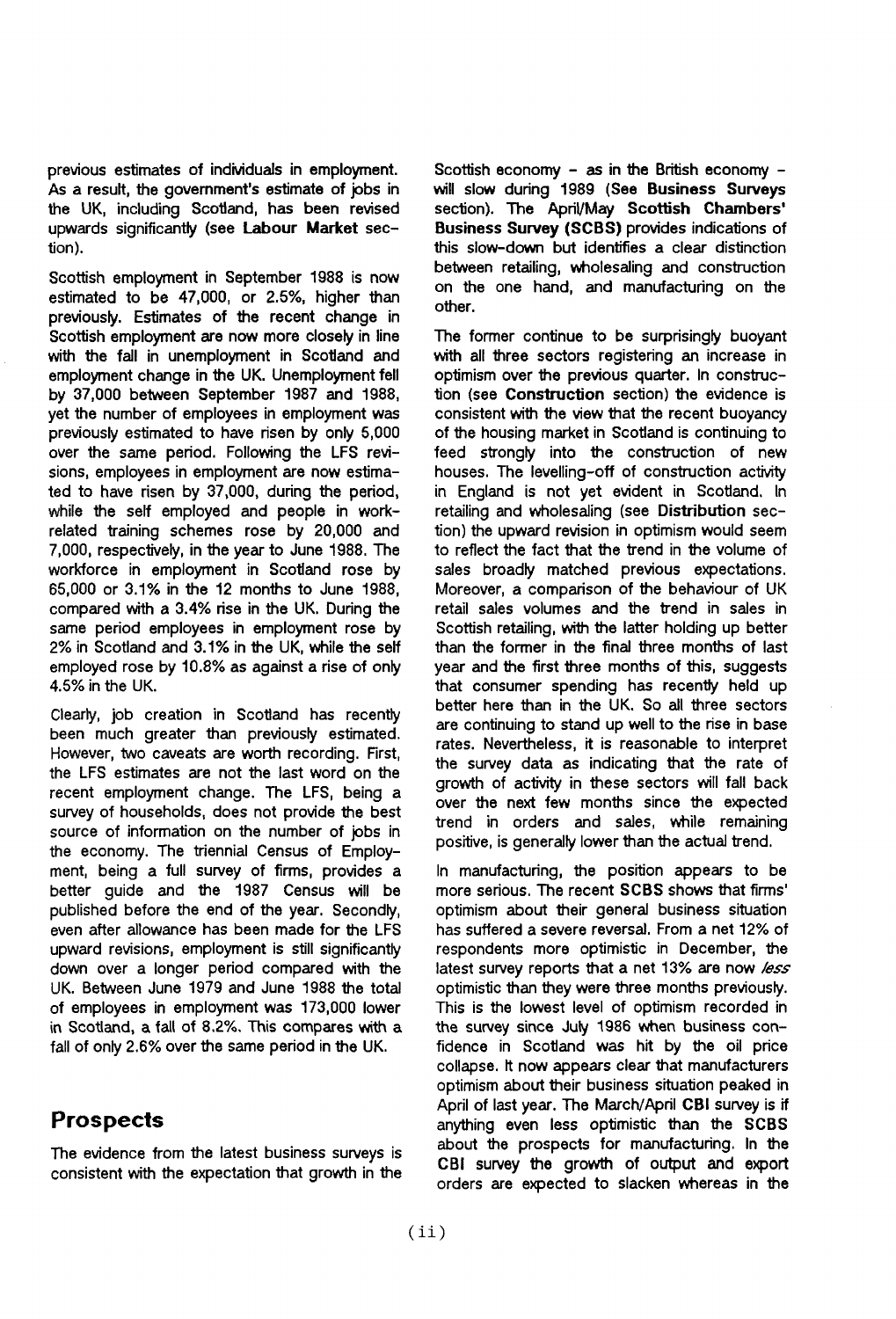previous estimates of individuals in employment. As a result, the government's estimate of jobs in the UK, including Scotland, has been revised upwards significantly (see **Labour Market** section).

Scottish employment in September 1988 is now estimated to be 47,000, or 2.5%, higher than previously. Estimates of the recent change in Scottish employment are now more closely in line with the fall in unemployment in Scotland and employment change in the UK. Unemployment fell by 37,000 between September 1987 and 1988, yet the number of employees in employment was previously estimated to have risen by only 5,000 over the same period. Following the LFS revisions, employees in employment are now estimated to have risen by 37,000, during the period, while the self employed and people in work-related training schemes rose by 20,000 and 7,000, respectively, in the year to June 1988. The workforce in employment in Scotland rose by 65,000 or 3.1% in the 12 months to June 1988, compared with a 3.4% rise in the UK. During the same period employees in employment rose by 2% in Scotland and 3.1% in the UK, while the self employed rose by 10.8% as against a rise of only 4.5% in the UK.

Clearly, job creation in Scotland has recently been much greater than previously estimated. However, two caveats are worth recording. First, the LFS estimates are not the last word on the recent employment change. The LFS, being a survey of households, does not provide the best source of information on the number of jobs in the economy. The triennial Census of Employment, being a full survey of firms, provides a better guide and the 1987 Census will be published before the end of the year. Secondly, even after allowance has been made for the LFS upward revisions, employment is still significantly down over a longer period compared with the UK. Between June 1979 and June 1988 the total of employees in employment was 173,000 lower in Scotland, a fall of 8.2%. This compares with a fall of only 2.6% over the same period in the UK.

## Prospects

The evidence from the latest business surveys is consistent with the expectation that growth in the Scottish economy – as in the British economy – will slow during 1989 (See **Business Surveys** section). The April/May **Scottish Chambers' Business Survey (SCBS)** provides indications of this slow-down but identifies a clear distinction between retailing, wholesaling and construction on the one hand, and manufacturing on the other.

The former continue to be surprisingly buoyant with all three sectors registering an increase in optimism over the previous quarter. In construction (see **Construction** section) the evidence is consistent with the view that the recent buoyancy of the housing market in Scotland is continuing to feed strongly into the construction of new houses. The levelling-off of construction activity in England is not yet evident in Scotland. In retailing and wholesaling (see **Distribution** section) the upward revision in optimism would seem to reflect the fact that the trend in the volume of sales broadly matched previous expectations. Moreover, a comparison of the behaviour of UK retail sales volumes and the trend in sales in Scottish retailing, with the latter holding up better than the former in the final three months of last year and the first three months of this, suggests that consumer spending has recently held up better here than in the UK. So all three sectors are continuing to stand up well to the rise in base rates. Nevertheless, it is reasonable to interpret the survey data as indicating that the rate of growth of activity in these sectors will fall back over the next few months since the expected trend in orders and sales, while remaining positive, is generally lower than the actual trend.

In manufacturing, the position appears to be more serious. The recent **SCBS** shows that firms' optimism about their general business situation has suffered a severe reversal. From a net 12% of respondents more optimistic in December, the latest survey reports that a net 13% are now *less* optimistic than they were three months previously. This is the lowest level of optimism recorded in the survey since July 1986 when business confidence in Scotland was hit by the oil price collapse. It now appears clear that manufacturers optimism about their business situation peaked in April of last year. The March/April **CBI** survey is if anything even less optimistic than the **SCBS** about the prospects for manufacturing. In the **CBI** survey the growth of output and export orders are expected to slacken whereas in the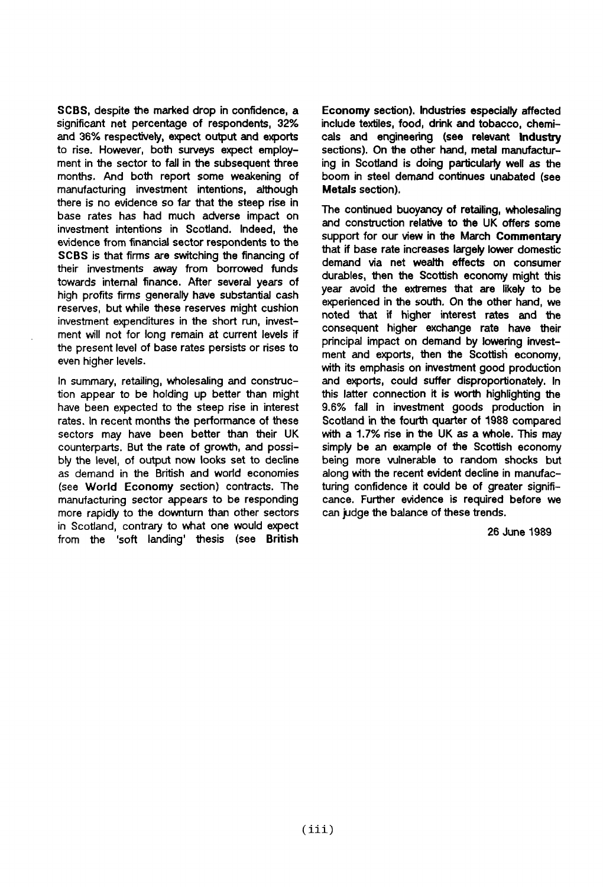**SCBS**, despite the marked drop in confidence, a significant net percentage of respondents, 32% and 36% respectively, expect output and exports to rise. However, both surveys expect employment in the sector to fall in the subsequent three months. And both report some weakening of manufacturing investment intentions, although there is no evidence so far that the steep rise in base rates has had much adverse impact on investment intentions in Scotland. Indeed, the evidence from financial sector respondents to the **SCBS** is that firms are switching the financing of their investments away from borrowed funds towards internal finance. After several years of high profits firms generally have substantial cash reserves, but while these reserves might cushion investment expenditures in the short run, investment will not for long remain at current levels if the present level of base rates persists or rises to even higher levels.

In summary, retailing, wholesaling and construction appear to be holding up better than might have been expected to the steep rise in interest rates. In recent months the performance of these sectors may have been better than their UK counterparts. But the rate of growth, and possibly the level, of output now looks set to decline as demand in the British and world economies (see **World Economy** section) contracts. The manufacturing sector appears to be responding more rapidly to the downturn than other sectors in Scotland, contrary to what one would expect from the 'soft landing' thesis (see **British Economy** section). Industries especially affected include textiles, food, drink and tobacco, chemicals and engineering (see relevant **Industry** sections). On the other hand, metal manufacturing in Scotland is doing particularly well as the boom in steel demand continues unabated (see **Metals** section).

The continued buoyancy of retailing, wholesaling and construction relative to the UK offers some support for our view in the March **Commentary** that if base rate increases largely lower domestic demand via net wealth effects on consumer durables, then the Scottish economy might this year avoid the extremes that are likely to be experienced in the south. On the other hand, we noted that if higher interest rates and the consequent higher exchange rate have their principal impact on demand by lowering investment and exports, then the Scottish economy, with its emphasis on investment good production and exports, could suffer disproportionately. In this latter connection it is worth highlighting the 9.6% fall in investment goods production in Scotland in the fourth quarter of 1988 compared with a 1.7% rise in the UK as a whole. This may simply be an example of the Scottish economy being more vulnerable to random shocks but along with the recent evident decline in manufacturing confidence it could be of greater significance. Further evidence is required before we can judge the balance of these trends.

26 June 1989